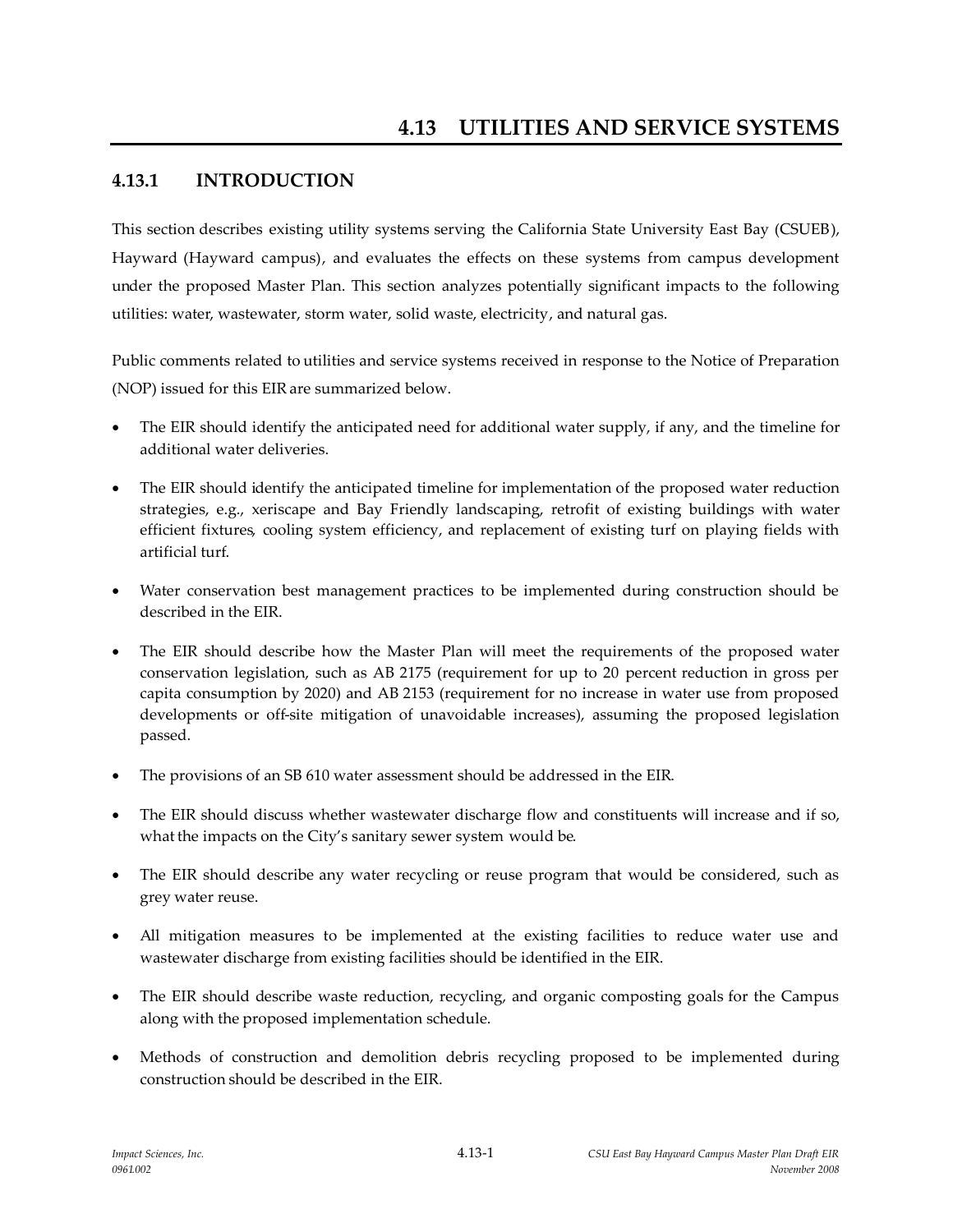# 4.13 UTILITIES AND SERVICE SYSTEMS

## 4.13.1 INTRODUCTION

This section describes existing utility systems serving the California State University East Bay (CSUEB), Hayward (Hayward campus), and evaluates the effects on these systems from campus development under the proposed Master Plan. This section analyzes potentially significant impacts to the following utilities: water, wastewater, storm water, solid waste, electricity, and natural gas.

Public comments related to utilities and service systems received in response to the Notice of Preparation (NOP) issued for this EIR are summarized below.

- The EIR should identify the anticipated need for additional water supply, if any, and the timeline for additional water deliveries.
- The EIR should identify the anticipated timeline for implementation of the proposed water reduction strategies, e.g., xeriscape and Bay Friendly landscaping, retrofit of existing buildings with water efficient fixtures, cooling system efficiency, and replacement of existing turf on playing fields with artificial turf.
- Water conservation best management practices to be implemented during construction should be described in the EIR.
- The EIR should describe how the Master Plan will meet the requirements of the proposed water conservation legislation, such as AB 2175 (requirement for up to 20 percent reduction in gross per capita consumption by 2020) and AB 2153 (requirement for no increase in water use from proposed developments or off-site mitigation of unavoidable increases), assuming the proposed legislation passed.
- The provisions of an SB 610 water assessment should be addressed in the EIR.
- The EIR should discuss whether wastewater discharge flow and constituents will increase and if so, what the impacts on the City's sanitary sewer system would be.
- The EIR should describe any water recycling or reuse program that would be considered, such as grey water reuse.
- All mitigation measures to be implemented at the existing facilities to reduce water use and wastewater discharge from existing facilities should be identified in the EIR.
- The EIR should describe waste reduction, recycling, and organic composting goals for the Campus along with the proposed implementation schedule.
- Methods of construction and demolition debris recycling proposed to be implemented during construction should be described in the EIR.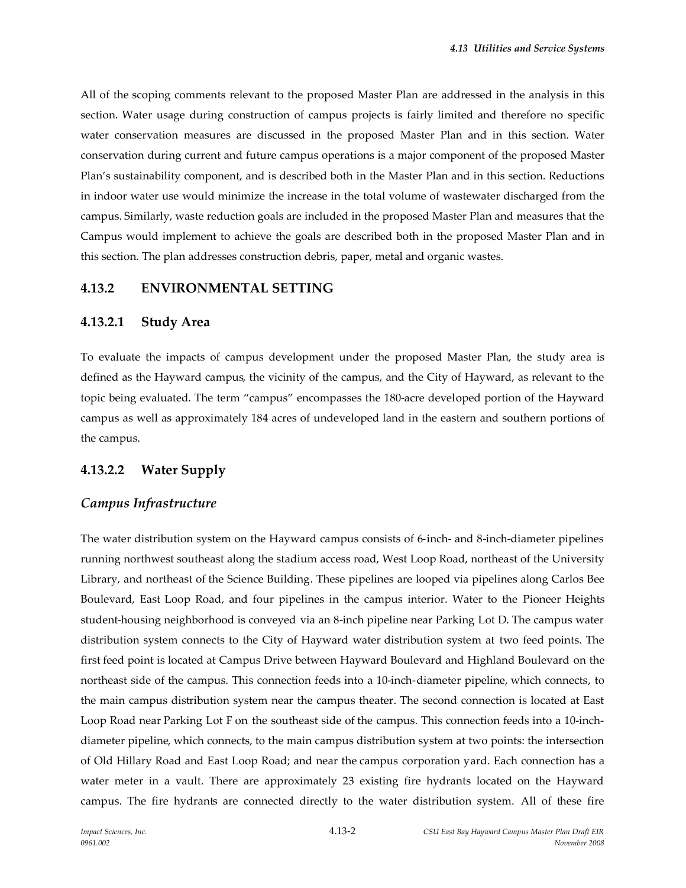All of the scoping comments relevant to the proposed Master Plan are addressed in the analysis in this section. Water usage during construction of campus projects is fairly limited and therefore no specific water conservation measures are discussed in the proposed Master Plan and in this section. Water conservation during current and future campus operations is a major component of the proposed Master Plan's sustainability component, and is described both in the Master Plan and in this section. Reductions in indoor water use would minimize the increase in the total volume of wastewater discharged from the campus. Similarly, waste reduction goals are included in the proposed Master Plan and measures that the Campus would implement to achieve the goals are described both in the proposed Master Plan and in this section. The plan addresses construction debris, paper, metal and organic wastes.

## 4.13.2 ENVIRONMENTAL SETTING

### 4.13.2.1 Study Area

To evaluate the impacts of campus development under the proposed Master Plan, the study area is defined as the Hayward campus, the vicinity of the campus, and the City of Hayward, as relevant to the topic being evaluated. The term "campus" encompasses the 180-acre developed portion of the Hayward campus as well as approximately 184 acres of undeveloped land in the eastern and southern portions of the campus.

### 4.13.2.2 Water Supply

#### *Campus Infrastructure*

The water distribution system on the Hayward campus consists of 6-inch- and 8-inch-diameter pipelines running northwest southeast along the stadium access road, West Loop Road, northeast of the University Library, and northeast of the Science Building. These pipelines are looped via pipelines along Carlos Bee Boulevard, East Loop Road, and four pipelines in the campus interior. Water to the Pioneer Heights student-housing neighborhood is conveyed via an 8-inch pipeline near Parking Lot D. The campus water distribution system connects to the City of Hayward water distribution system at two feed points. The first feed point is located at Campus Drive between Hayward Boulevard and Highland Boulevard on the northeast side of the campus. This connection feeds into a 10-inch-diameter pipeline, which connects, to the main campus distribution system near the campus theater. The second connection is located at East Loop Road near Parking Lot F on the southeast side of the campus. This connection feeds into a 10-inch-diameter pipeline, which connects, to the main campus distribution system at two points: the intersection of Old Hillary Road and East Loop Road; and near the campus corporation yard. Each connection has a water meter in a vault. There are approximately 23 existing fire hydrants located on the Hayward campus. The fire hydrants are connected directly to the water distribution system. All of these fire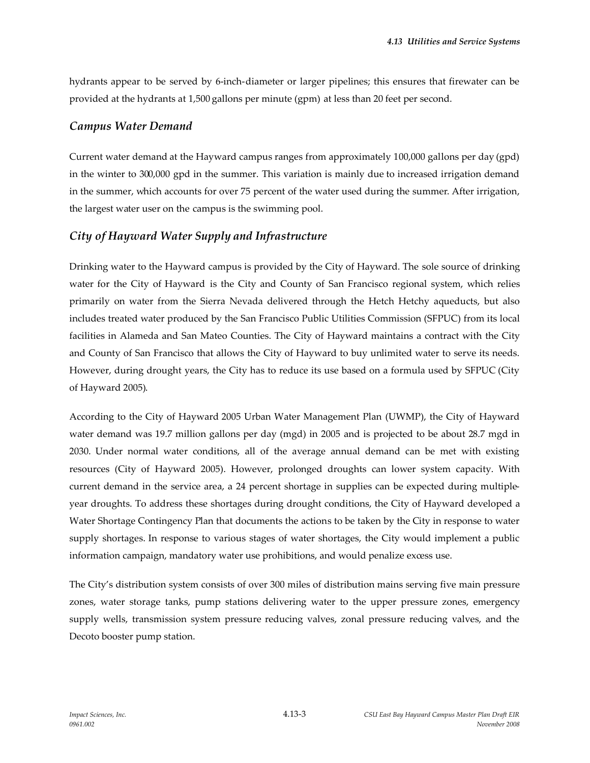hydrants appear to be served by 6-inch-diameter or larger pipelines; this ensures that firewater can be provided at the hydrants at 1,500 gallons per minute (gpm) at less than 20 feet per second.

### *Campus Water Demand*

Current water demand at the Hayward campus ranges from approximately 100,000 gallons per day (gpd) in the winter to 300,000 gpd in the summer. This variation is mainly due to increased irrigation demand in the summer, which accounts for over 75 percent of the water used during the summer. After irrigation, the largest water user on the campus is the swimming pool.

### *City of Hayward Water Supply and Infrastructure*

Drinking water to the Hayward campus is provided by the City of Hayward. The sole source of drinking water for the City of Hayward is the City and County of San Francisco regional system, which relies primarily on water from the Sierra Nevada delivered through the Hetch Hetchy aqueducts, but also includes treated water produced by the San Francisco Public Utilities Commission (SFPUC) from its local facilities in Alameda and San Mateo Counties. The City of Hayward maintains a contract with the City and County of San Francisco that allows the City of Hayward to buy unlimited water to serve its needs. However, during drought years, the City has to reduce its use based on a formula used by SFPUC (City of Hayward 2005).

According to the City of Hayward 2005 Urban Water Management Plan (UWMP), the City of Hayward water demand was 19.7 million gallons per day (mgd) in 2005 and is projected to be about 28.7 mgd in 2030. Under normal water conditions, all of the average annual demand can be met with existing resources (City of Hayward 2005). However, prolonged droughts can lower system capacity. With current demand in the service area, a 24 percent shortage in supplies can be expected during multiple-year droughts. To address these shortages during drought conditions, the City of Hayward developed a Water Shortage Contingency Plan that documents the actions to be taken by the City in response to water supply shortages. In response to various stages of water shortages, the City would implement a public information campaign, mandatory water use prohibitions, and would penalize excess use.

The City's distribution system consists of over 300 miles of distribution mains serving five main pressure zones, water storage tanks, pump stations delivering water to the upper pressure zones, emergency supply wells, transmission system pressure reducing valves, zonal pressure reducing valves, and the Decoto booster pump station.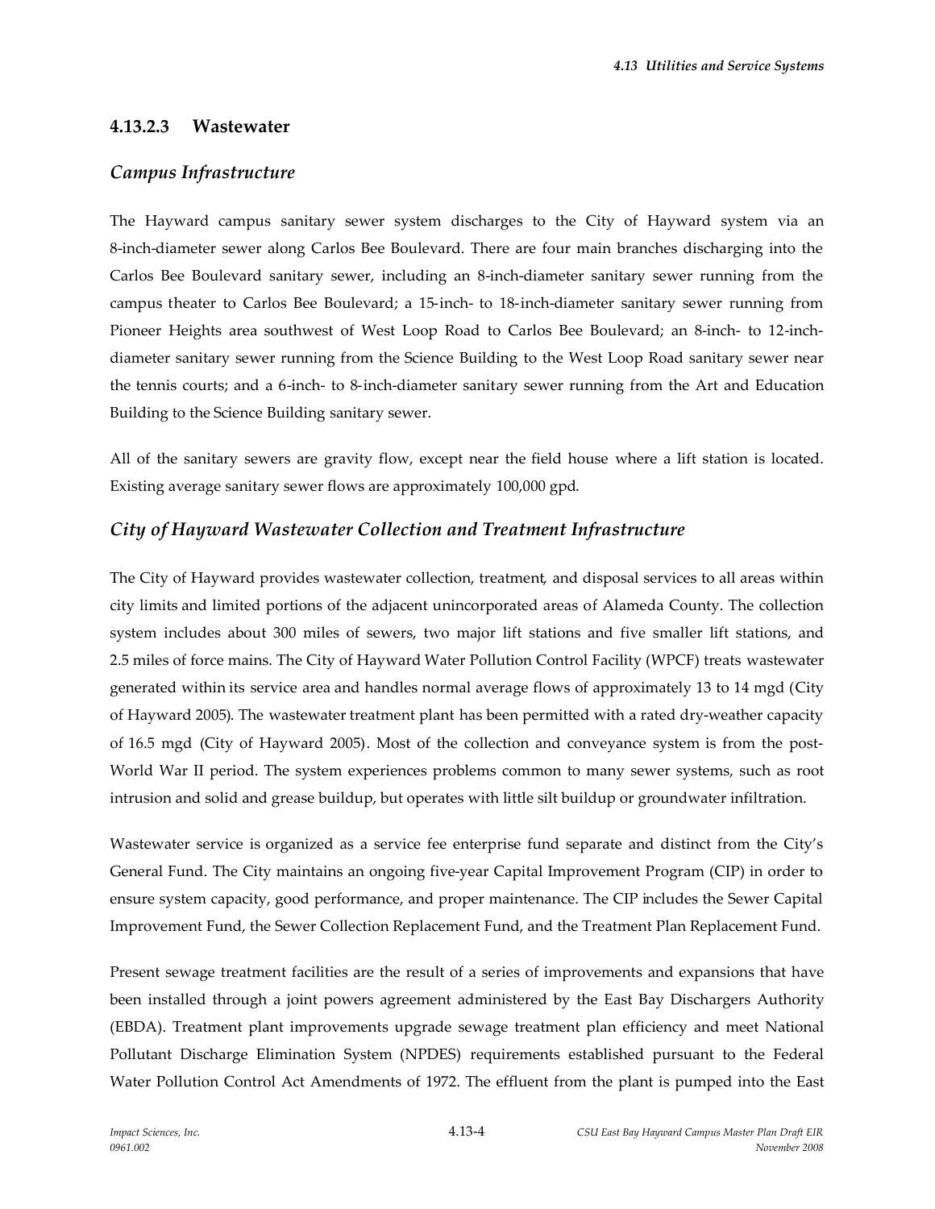### 4.13.2.3 Wastewater

#### *Campus Infrastructure*

The Hayward campus sanitary sewer system discharges to the City of Hayward system via an 8-inch-diameter sewer along Carlos Bee Boulevard. There are four main branches discharging into the Carlos Bee Boulevard sanitary sewer, including an 8-inch-diameter sanitary sewer running from the campus theater to Carlos Bee Boulevard; a 15-inch- to 18-inch-diameter sanitary sewer running from Pioneer Heights area southwest of West Loop Road to Carlos Bee Boulevard; an 8-inch- to 12-inch-diameter sanitary sewer running from the Science Building to the West Loop Road sanitary sewer near the tennis courts; and a 6-inch- to 8-inch-diameter sanitary sewer running from the Art and Education Building to the Science Building sanitary sewer.

All of the sanitary sewers are gravity flow, except near the field house where a lift station is located. Existing average sanitary sewer flows are approximately 100,000 gpd.

#### *City of Hayward Wastewater Collection and Treatment Infrastructure*

The City of Hayward provides wastewater collection, treatment, and disposal services to all areas within city limits and limited portions of the adjacent unincorporated areas of Alameda County. The collection system includes about 300 miles of sewers, two major lift stations and five smaller lift stations, and 2.5 miles of force mains. The City of Hayward Water Pollution Control Facility (WPCF) treats wastewater generated within its service area and handles normal average flows of approximately 13 to 14 mgd (City of Hayward 2005). The wastewater treatment plant has been permitted with a rated dry-weather capacity of 16.5 mgd (City of Hayward 2005). Most of the collection and conveyance system is from the post-World War II period. The system experiences problems common to many sewer systems, such as root intrusion and solid and grease buildup, but operates with little silt buildup or groundwater infiltration.

Wastewater service is organized as a service fee enterprise fund separate and distinct from the City's General Fund. The City maintains an ongoing five-year Capital Improvement Program (CIP) in order to ensure system capacity, good performance, and proper maintenance. The CIP includes the Sewer Capital Improvement Fund, the Sewer Collection Replacement Fund, and the Treatment Plan Replacement Fund.

Present sewage treatment facilities are the result of a series of improvements and expansions that have been installed through a joint powers agreement administered by the East Bay Dischargers Authority (EBDA). Treatment plant improvements upgrade sewage treatment plan efficiency and meet National Pollutant Discharge Elimination System (NPDES) requirements established pursuant to the Federal Water Pollution Control Act Amendments of 1972. The effluent from the plant is pumped into the East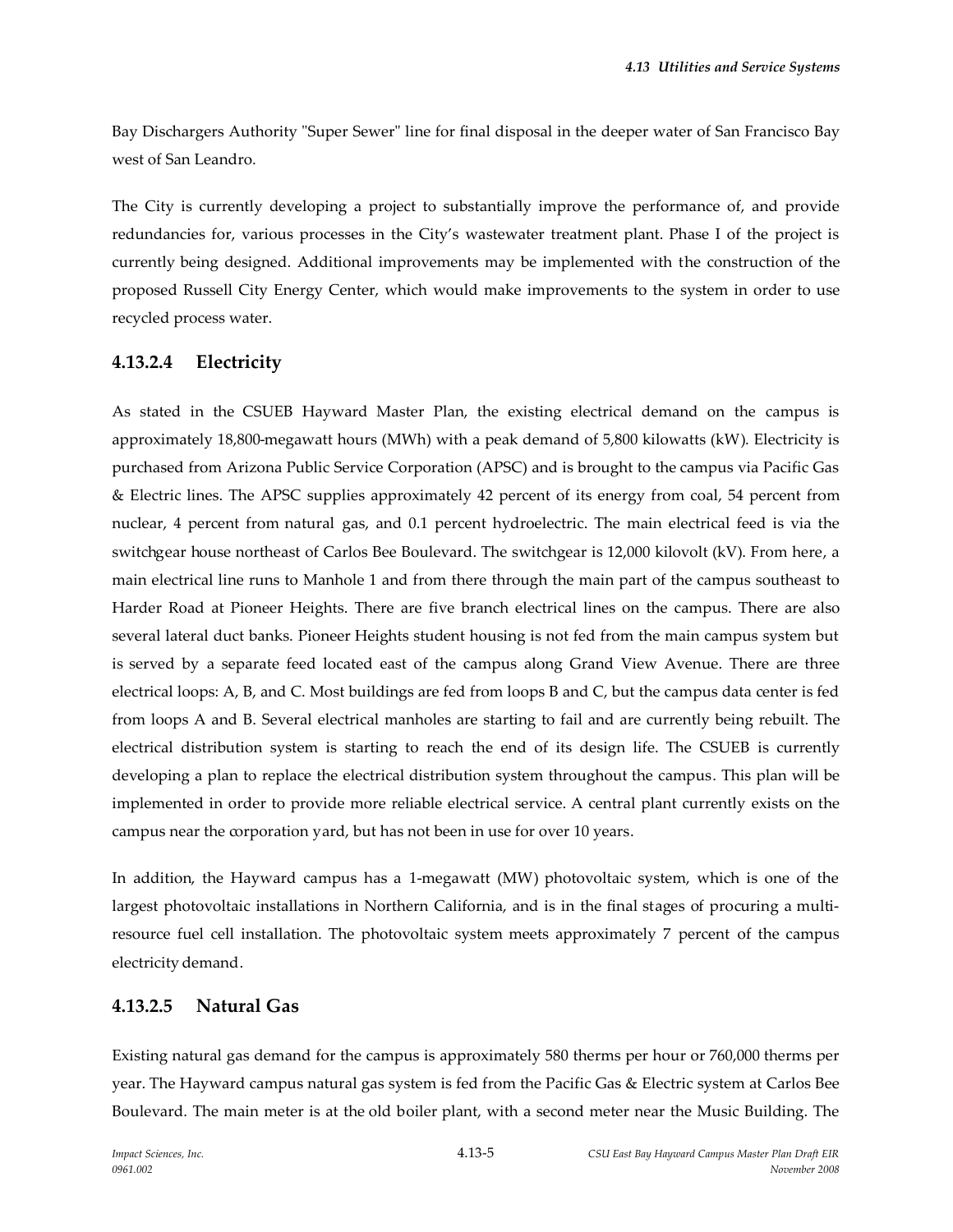Bay Dischargers Authority "Super Sewer" line for final disposal in the deeper water of San Francisco Bay west of San Leandro.

The City is currently developing a project to substantially improve the performance of, and provide redundancies for, various processes in the City's wastewater treatment plant. Phase I of the project is currently being designed. Additional improvements may be implemented with the construction of the proposed Russell City Energy Center, which would make improvements to the system in order to use recycled process water.

### 4.13.2.4 Electricity

As stated in the CSUEB Hayward Master Plan, the existing electrical demand on the campus is approximately 18,800-megawatt hours (MWh) with a peak demand of 5,800 kilowatts (kW). Electricity is purchased from Arizona Public Service Corporation (APSC) and is brought to the campus via Pacific Gas & Electric lines. The APSC supplies approximately 42 percent of its energy from coal, 54 percent from nuclear, 4 percent from natural gas, and 0.1 percent hydroelectric. The main electrical feed is via the switchgear house northeast of Carlos Bee Boulevard. The switchgear is 12,000 kilovolt (kV). From here, a main electrical line runs to Manhole 1 and from there through the main part of the campus southeast to Harder Road at Pioneer Heights. There are five branch electrical lines on the campus. There are also several lateral duct banks. Pioneer Heights student housing is not fed from the main campus system but is served by a separate feed located east of the campus along Grand View Avenue. There are three electrical loops: A, B, and C. Most buildings are fed from loops B and C, but the campus data center is fed from loops A and B. Several electrical manholes are starting to fail and are currently being rebuilt. The electrical distribution system is starting to reach the end of its design life. The CSUEB is currently developing a plan to replace the electrical distribution system throughout the campus. This plan will be implemented in order to provide more reliable electrical service. A central plant currently exists on the campus near the corporation yard, but has not been in use for over 10 years.

In addition, the Hayward campus has a 1-megawatt (MW) photovoltaic system, which is one of the largest photovoltaic installations in Northern California, and is in the final stages of procuring a multi-resource fuel cell installation. The photovoltaic system meets approximately 7 percent of the campus electricity demand.

### 4.13.2.5 Natural Gas

Existing natural gas demand for the campus is approximately 580 therms per hour or 760,000 therms per year. The Hayward campus natural gas system is fed from the Pacific Gas & Electric system at Carlos Bee Boulevard. The main meter is at the old boiler plant, with a second meter near the Music Building. The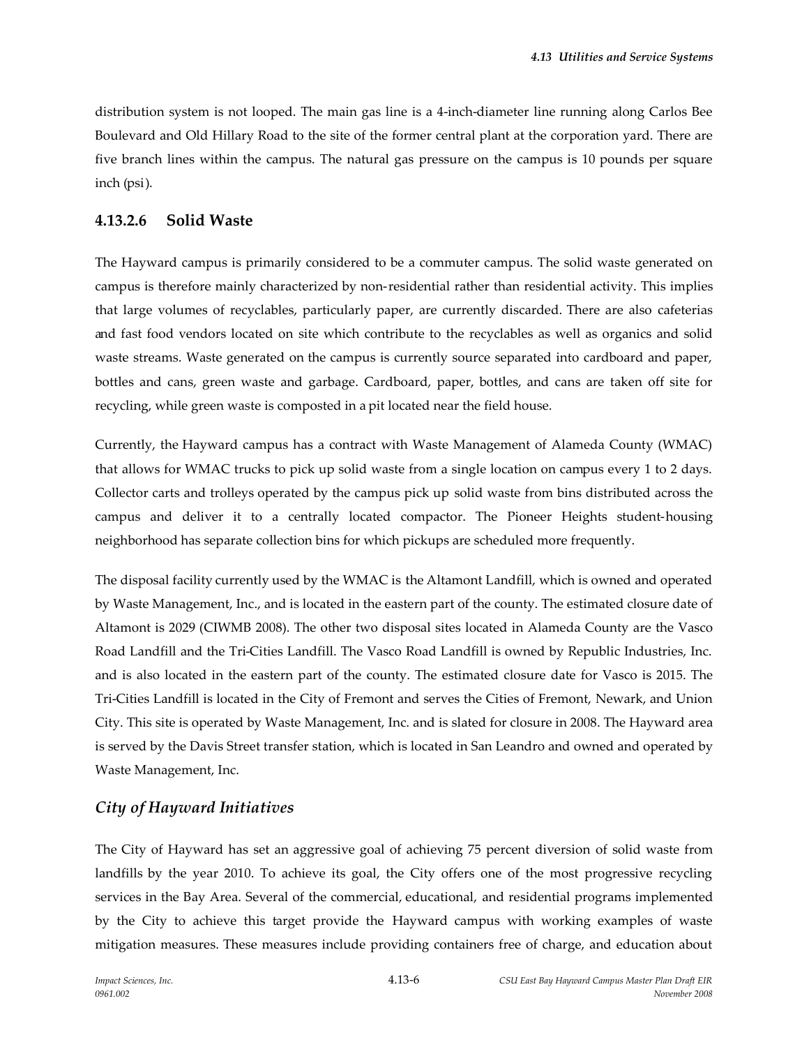distribution system is not looped. The main gas line is a 4-inch-diameter line running along Carlos Bee Boulevard and Old Hillary Road to the site of the former central plant at the corporation yard. There are five branch lines within the campus. The natural gas pressure on the campus is 10 pounds per square inch (psi).

### 4.13.2.6 Solid Waste

The Hayward campus is primarily considered to be a commuter campus. The solid waste generated on campus is therefore mainly characterized by non-residential rather than residential activity. This implies that large volumes of recyclables, particularly paper, are currently discarded. There are also cafeterias and fast food vendors located on site which contribute to the recyclables as well as organics and solid waste streams. Waste generated on the campus is currently source separated into cardboard and paper, bottles and cans, green waste and garbage. Cardboard, paper, bottles, and cans are taken off site for recycling, while green waste is composted in a pit located near the field house.

Currently, the Hayward campus has a contract with Waste Management of Alameda County (WMAC) that allows for WMAC trucks to pick up solid waste from a single location on campus every 1 to 2 days. Collector carts and trolleys operated by the campus pick up solid waste from bins distributed across the campus and deliver it to a centrally located compactor. The Pioneer Heights student-housing neighborhood has separate collection bins for which pickups are scheduled more frequently.

The disposal facility currently used by the WMAC is the Altamont Landfill, which is owned and operated by Waste Management, Inc., and is located in the eastern part of the county. The estimated closure date of Altamont is 2029 (CIWMB 2008). The other two disposal sites located in Alameda County are the Vasco Road Landfill and the Tri-Cities Landfill. The Vasco Road Landfill is owned by Republic Industries, Inc. and is also located in the eastern part of the county. The estimated closure date for Vasco is 2015. The Tri-Cities Landfill is located in the City of Fremont and serves the Cities of Fremont, Newark, and Union City. This site is operated by Waste Management, Inc. and is slated for closure in 2008. The Hayward area is served by the Davis Street transfer station, which is located in San Leandro and owned and operated by Waste Management, Inc.

#### *City of Hayward Initiatives*

The City of Hayward has set an aggressive goal of achieving 75 percent diversion of solid waste from landfills by the year 2010. To achieve its goal, the City offers one of the most progressive recycling services in the Bay Area. Several of the commercial, educational, and residential programs implemented by the City to achieve this target provide the Hayward campus with working examples of waste mitigation measures. These measures include providing containers free of charge, and education about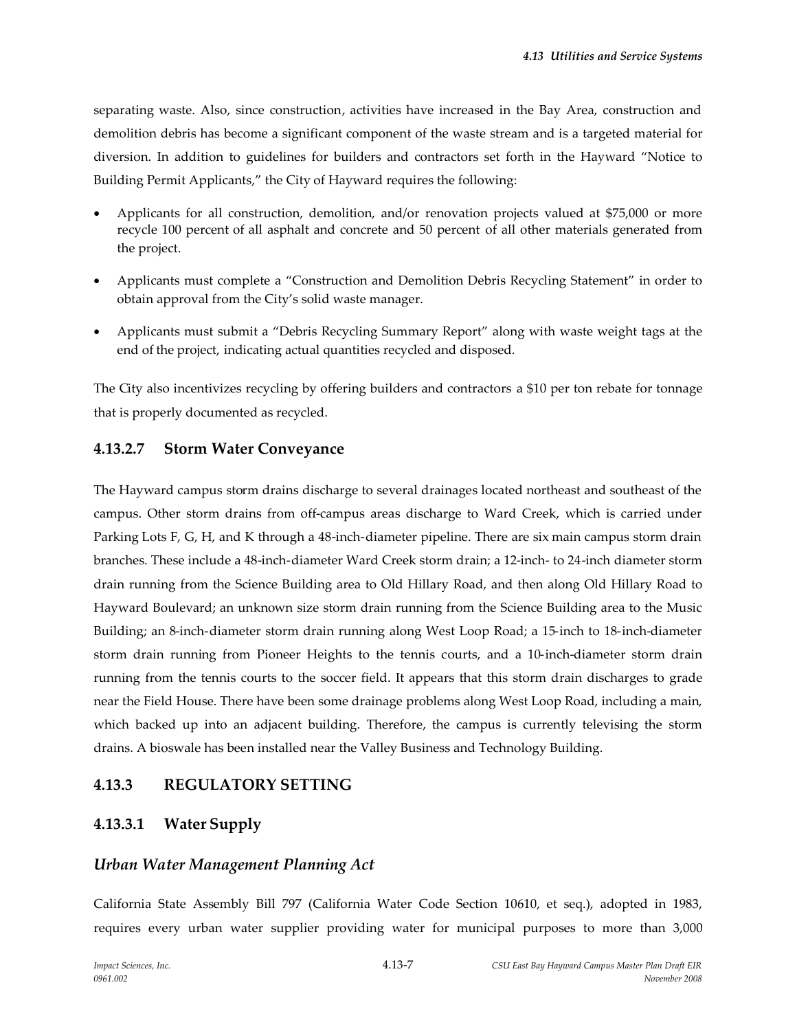separating waste. Also, since construction, activities have increased in the Bay Area, construction and demolition debris has become a significant component of the waste stream and is a targeted material for diversion. In addition to guidelines for builders and contractors set forth in the Hayward "Notice to Building Permit Applicants," the City of Hayward requires the following:

- Applicants for all construction, demolition, and/or renovation projects valued at $75,000 or more recycle 100 percent of all asphalt and concrete and 50 percent of all other materials generated from the project.
- Applicants must complete a "Construction and Demolition Debris Recycling Statement" in order to obtain approval from the City's solid waste manager.
- Applicants must submit a "Debris Recycling Summary Report" along with waste weight tags at the end of the project, indicating actual quantities recycled and disposed.

The City also incentivizes recycling by offering builders and contractors a $10 per ton rebate for tonnage that is properly documented as recycled.

### 4.13.2.7 Storm Water Conveyance

The Hayward campus storm drains discharge to several drainages located northeast and southeast of the campus. Other storm drains from off-campus areas discharge to Ward Creek, which is carried under Parking Lots F, G, H, and K through a 48-inch-diameter pipeline. There are six main campus storm drain branches. These include a 48-inch-diameter Ward Creek storm drain; a 12-inch- to 24-inch diameter storm drain running from the Science Building area to Old Hillary Road, and then along Old Hillary Road to Hayward Boulevard; an unknown size storm drain running from the Science Building area to the Music Building; an 8-inch-diameter storm drain running along West Loop Road; a 15-inch to 18-inch-diameter storm drain running from Pioneer Heights to the tennis courts, and a 10-inch-diameter storm drain running from the tennis courts to the soccer field. It appears that this storm drain discharges to grade near the Field House. There have been some drainage problems along West Loop Road, including a main, which backed up into an adjacent building. Therefore, the campus is currently televising the storm drains. A bioswale has been installed near the Valley Business and Technology Building.

## 4.13.3 REGULATORY SETTING

### 4.13.3.1 Water Supply

#### *Urban Water Management Planning Act*

California State Assembly Bill 797 (California Water Code Section 10610, et seq.), adopted in 1983, requires every urban water supplier providing water for municipal purposes to more than 3,000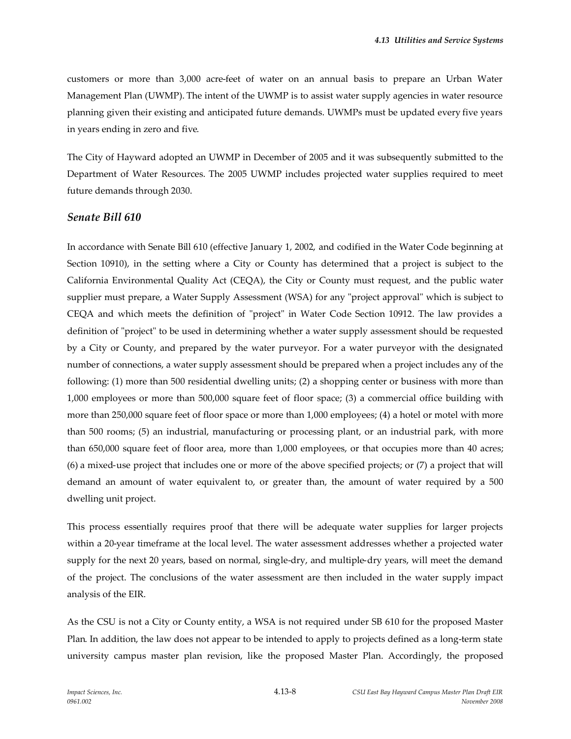customers or more than 3,000 acre-feet of water on an annual basis to prepare an Urban Water Management Plan (UWMP). The intent of the UWMP is to assist water supply agencies in water resource planning given their existing and anticipated future demands. UWMPs must be updated every five years in years ending in zero and five.

The City of Hayward adopted an UWMP in December of 2005 and it was subsequently submitted to the Department of Water Resources. The 2005 UWMP includes projected water supplies required to meet future demands through 2030.

### *Senate Bill 610*

In accordance with Senate Bill 610 (effective January 1, 2002, and codified in the Water Code beginning at Section 10910), in the setting where a City or County has determined that a project is subject to the California Environmental Quality Act (CEQA), the City or County must request, and the public water supplier must prepare, a Water Supply Assessment (WSA) for any "project approval" which is subject to CEQA and which meets the definition of "project" in Water Code Section 10912. The law provides a definition of "project" to be used in determining whether a water supply assessment should be requested by a City or County, and prepared by the water purveyor. For a water purveyor with the designated number of connections, a water supply assessment should be prepared when a project includes any of the following: (1) more than 500 residential dwelling units; (2) a shopping center or business with more than 1,000 employees or more than 500,000 square feet of floor space; (3) a commercial office building with more than 250,000 square feet of floor space or more than 1,000 employees; (4) a hotel or motel with more than 500 rooms; (5) an industrial, manufacturing or processing plant, or an industrial park, with more than 650,000 square feet of floor area, more than 1,000 employees, or that occupies more than 40 acres; (6) a mixed-use project that includes one or more of the above specified projects; or (7) a project that will demand an amount of water equivalent to, or greater than, the amount of water required by a 500 dwelling unit project.

This process essentially requires proof that there will be adequate water supplies for larger projects within a 20-year timeframe at the local level. The water assessment addresses whether a projected water supply for the next 20 years, based on normal, single-dry, and multiple-dry years, will meet the demand of the project. The conclusions of the water assessment are then included in the water supply impact analysis of the EIR.

As the CSU is not a City or County entity, a WSA is not required under SB 610 for the proposed Master Plan. In addition, the law does not appear to be intended to apply to projects defined as a long-term state university campus master plan revision, like the proposed Master Plan. Accordingly, the proposed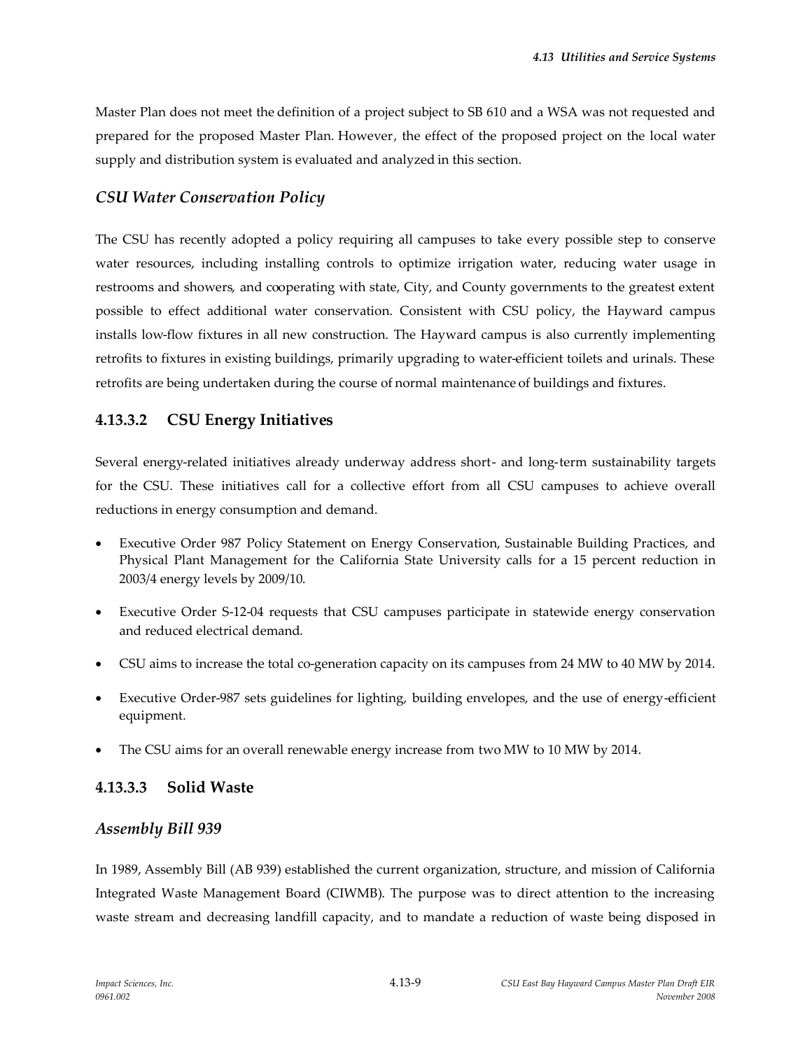Master Plan does not meet the definition of a project subject to SB 610 and a WSA was not requested and prepared for the proposed Master Plan. However, the effect of the proposed project on the local water supply and distribution system is evaluated and analyzed in this section.

### *CSU Water Conservation Policy*

The CSU has recently adopted a policy requiring all campuses to take every possible step to conserve water resources, including installing controls to optimize irrigation water, reducing water usage in restrooms and showers, and cooperating with state, City, and County governments to the greatest extent possible to effect additional water conservation. Consistent with CSU policy, the Hayward campus installs low-flow fixtures in all new construction. The Hayward campus is also currently implementing retrofits to fixtures in existing buildings, primarily upgrading to water-efficient toilets and urinals. These retrofits are being undertaken during the course of normal maintenance of buildings and fixtures.

## 4.13.3.2 CSU Energy Initiatives

Several energy-related initiatives already underway address short- and long-term sustainability targets for the CSU. These initiatives call for a collective effort from all CSU campuses to achieve overall reductions in energy consumption and demand.

- Executive Order 987 Policy Statement on Energy Conservation, Sustainable Building Practices, and Physical Plant Management for the California State University calls for a 15 percent reduction in 2003/4 energy levels by 2009/10.
- Executive Order S-12-04 requests that CSU campuses participate in statewide energy conservation and reduced electrical demand.
- CSU aims to increase the total co-generation capacity on its campuses from 24 MW to 40 MW by 2014.
- Executive Order-987 sets guidelines for lighting, building envelopes, and the use of energy-efficient equipment.
- The CSU aims for an overall renewable energy increase from two MW to 10 MW by 2014.

## 4.13.3.3 Solid Waste

### *Assembly Bill 939*

In 1989, Assembly Bill (AB 939) established the current organization, structure, and mission of California Integrated Waste Management Board (CIWMB). The purpose was to direct attention to the increasing waste stream and decreasing landfill capacity, and to mandate a reduction of waste being disposed in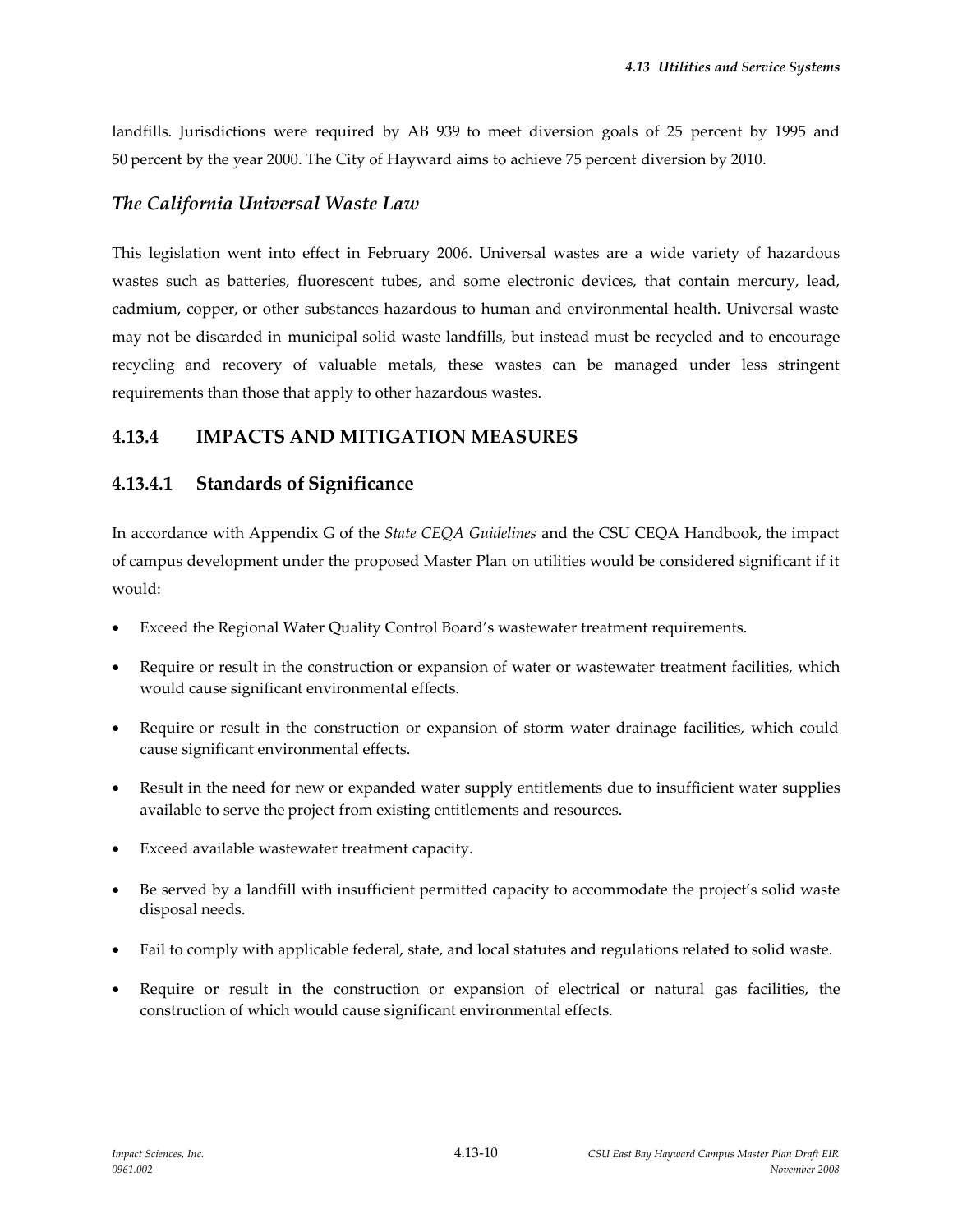landfills. Jurisdictions were required by AB 939 to meet diversion goals of 25 percent by 1995 and 50 percent by the year 2000. The City of Hayward aims to achieve 75 percent diversion by 2010.

### *The California Universal Waste Law*

This legislation went into effect in February 2006. Universal wastes are a wide variety of hazardous wastes such as batteries, fluorescent tubes, and some electronic devices, that contain mercury, lead, cadmium, copper, or other substances hazardous to human and environmental health. Universal waste may not be discarded in municipal solid waste landfills, but instead must be recycled and to encourage recycling and recovery of valuable metals, these wastes can be managed under less stringent requirements than those that apply to other hazardous wastes.

## 4.13.4 IMPACTS AND MITIGATION MEASURES

### 4.13.4.1 Standards of Significance

In accordance with Appendix G of the *State CEQA Guidelines* and the CSU CEQA Handbook, the impact of campus development under the proposed Master Plan on utilities would be considered significant if it would:

- Exceed the Regional Water Quality Control Board's wastewater treatment requirements.
- Require or result in the construction or expansion of water or wastewater treatment facilities, which would cause significant environmental effects.
- Require or result in the construction or expansion of storm water drainage facilities, which could cause significant environmental effects.
- Result in the need for new or expanded water supply entitlements due to insufficient water supplies available to serve the project from existing entitlements and resources.
- Exceed available wastewater treatment capacity.
- Be served by a landfill with insufficient permitted capacity to accommodate the project's solid waste disposal needs.
- Fail to comply with applicable federal, state, and local statutes and regulations related to solid waste.
- Require or result in the construction or expansion of electrical or natural gas facilities, the construction of which would cause significant environmental effects.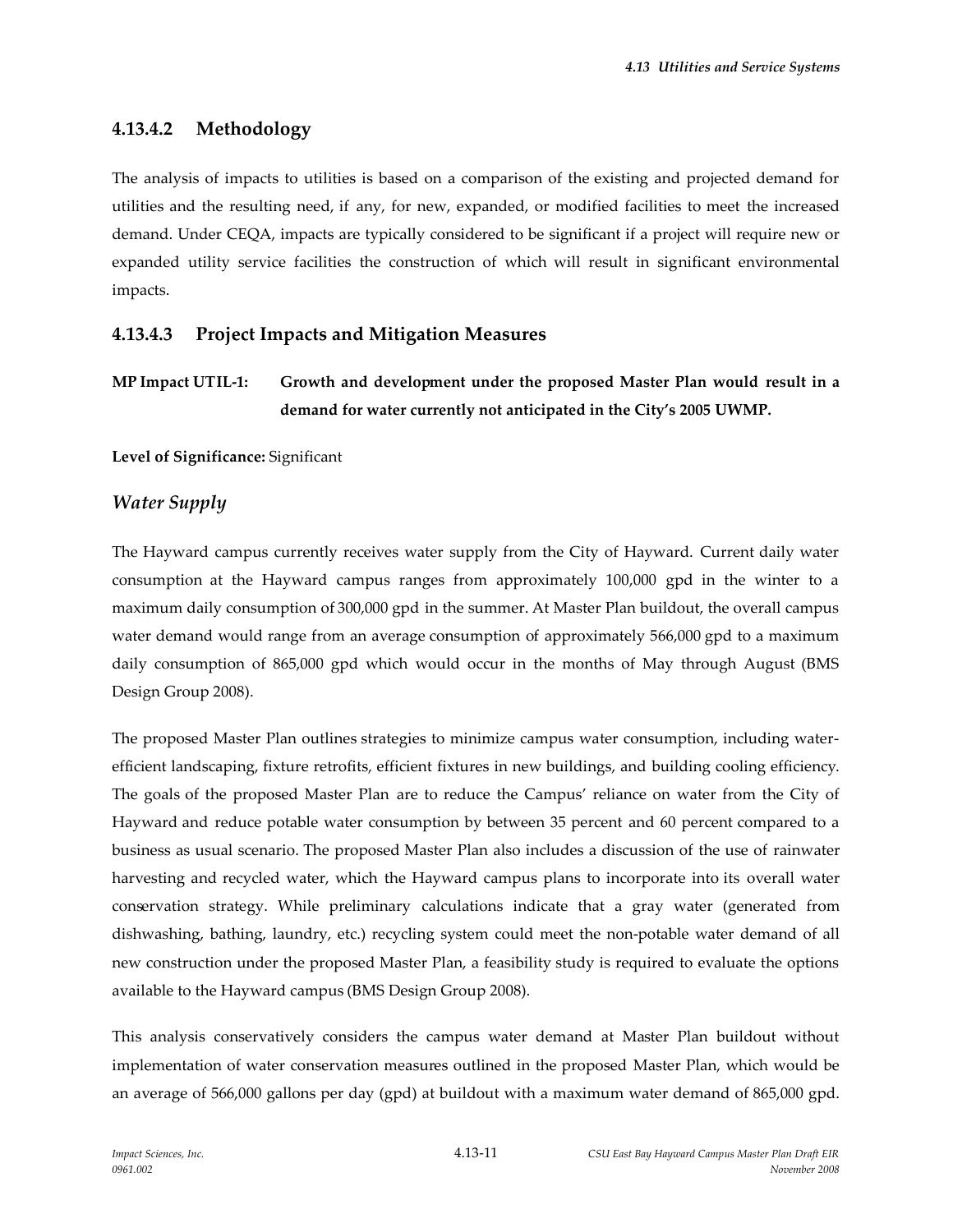### 4.13.4.2 Methodology

The analysis of impacts to utilities is based on a comparison of the existing and projected demand for utilities and the resulting need, if any, for new, expanded, or modified facilities to meet the increased demand. Under CEQA, impacts are typically considered to be significant if a project will require new or expanded utility service facilities the construction of which will result in significant environmental impacts.

### 4.13.4.3 Project Impacts and Mitigation Measures

**MP Impact UTIL-1: Growth and development under the proposed Master Plan would result in a demand for water currently not anticipated in the City's 2005 UWMP.**

**Level of Significance:** Significant

#### *Water Supply*

The Hayward campus currently receives water supply from the City of Hayward. Current daily water consumption at the Hayward campus ranges from approximately 100,000 gpd in the winter to a maximum daily consumption of 300,000 gpd in the summer. At Master Plan buildout, the overall campus water demand would range from an average consumption of approximately 566,000 gpd to a maximum daily consumption of 865,000 gpd which would occur in the months of May through August (BMS Design Group 2008).

The proposed Master Plan outlines strategies to minimize campus water consumption, including water-efficient landscaping, fixture retrofits, efficient fixtures in new buildings, and building cooling efficiency. The goals of the proposed Master Plan are to reduce the Campus' reliance on water from the City of Hayward and reduce potable water consumption by between 35 percent and 60 percent compared to a business as usual scenario. The proposed Master Plan also includes a discussion of the use of rainwater harvesting and recycled water, which the Hayward campus plans to incorporate into its overall water conservation strategy. While preliminary calculations indicate that a gray water (generated from dishwashing, bathing, laundry, etc.) recycling system could meet the non-potable water demand of all new construction under the proposed Master Plan, a feasibility study is required to evaluate the options available to the Hayward campus (BMS Design Group 2008).

This analysis conservatively considers the campus water demand at Master Plan buildout without implementation of water conservation measures outlined in the proposed Master Plan, which would be an average of 566,000 gallons per day (gpd) at buildout with a maximum water demand of 865,000 gpd.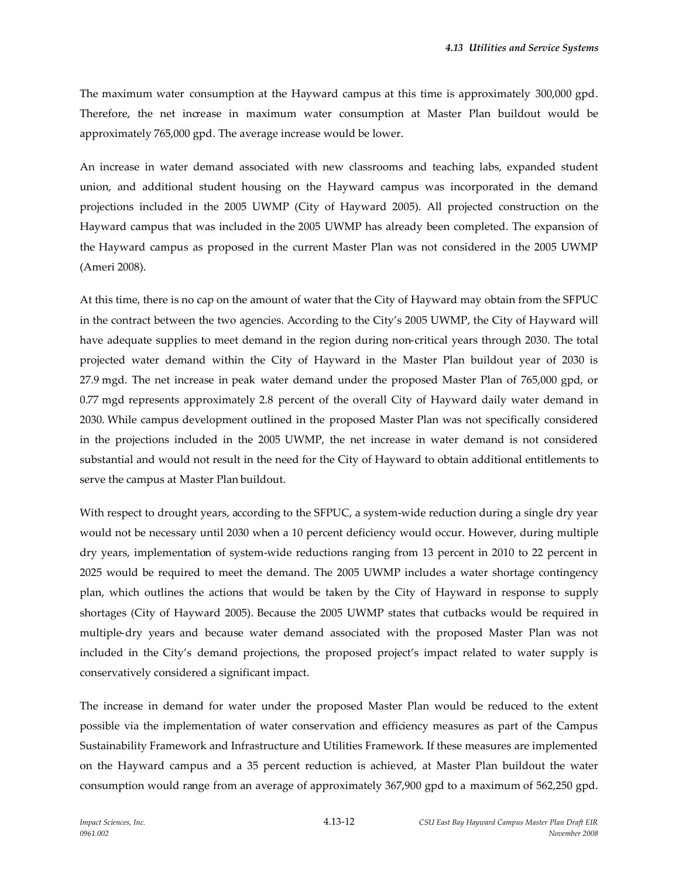The maximum water consumption at the Hayward campus at this time is approximately 300,000 gpd. Therefore, the net increase in maximum water consumption at Master Plan buildout would be approximately 765,000 gpd. The average increase would be lower.

An increase in water demand associated with new classrooms and teaching labs, expanded student union, and additional student housing on the Hayward campus was incorporated in the demand projections included in the 2005 UWMP (City of Hayward 2005). All projected construction on the Hayward campus that was included in the 2005 UWMP has already been completed. The expansion of the Hayward campus as proposed in the current Master Plan was not considered in the 2005 UWMP (Ameri 2008).

At this time, there is no cap on the amount of water that the City of Hayward may obtain from the SFPUC in the contract between the two agencies. According to the City's 2005 UWMP, the City of Hayward will have adequate supplies to meet demand in the region during non-critical years through 2030. The total projected water demand within the City of Hayward in the Master Plan buildout year of 2030 is 27.9 mgd. The net increase in peak water demand under the proposed Master Plan of 765,000 gpd, or 0.77 mgd represents approximately 2.8 percent of the overall City of Hayward daily water demand in 2030. While campus development outlined in the proposed Master Plan was not specifically considered in the projections included in the 2005 UWMP, the net increase in water demand is not considered substantial and would not result in the need for the City of Hayward to obtain additional entitlements to serve the campus at Master Plan buildout.

With respect to drought years, according to the SFPUC, a system-wide reduction during a single dry year would not be necessary until 2030 when a 10 percent deficiency would occur. However, during multiple dry years, implementation of system-wide reductions ranging from 13 percent in 2010 to 22 percent in 2025 would be required to meet the demand. The 2005 UWMP includes a water shortage contingency plan, which outlines the actions that would be taken by the City of Hayward in response to supply shortages (City of Hayward 2005). Because the 2005 UWMP states that cutbacks would be required in multiple-dry years and because water demand associated with the proposed Master Plan was not included in the City's demand projections, the proposed project's impact related to water supply is conservatively considered a significant impact.

The increase in demand for water under the proposed Master Plan would be reduced to the extent possible via the implementation of water conservation and efficiency measures as part of the Campus Sustainability Framework and Infrastructure and Utilities Framework. If these measures are implemented on the Hayward campus and a 35 percent reduction is achieved, at Master Plan buildout the water consumption would range from an average of approximately 367,900 gpd to a maximum of 562,250 gpd.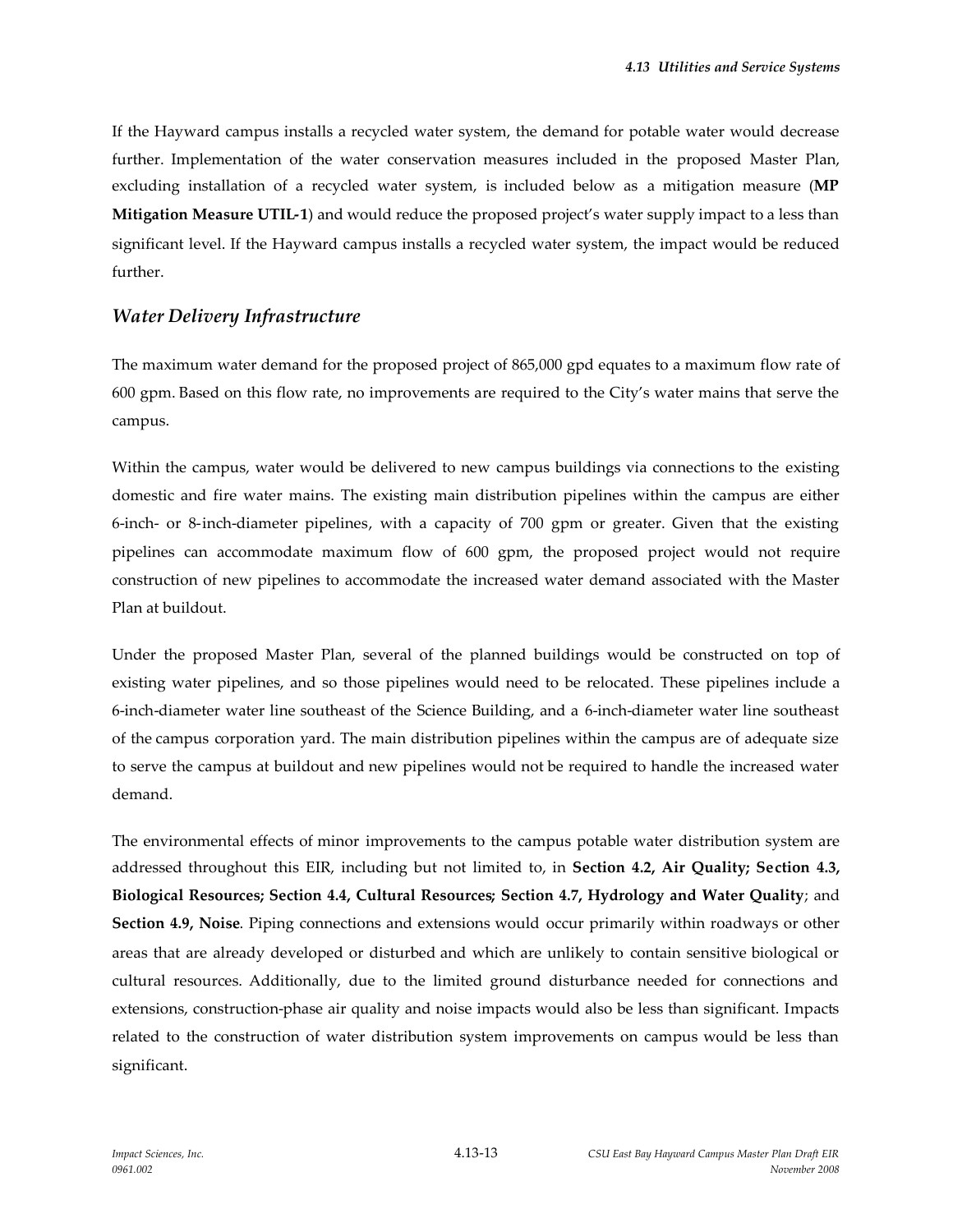If the Hayward campus installs a recycled water system, the demand for potable water would decrease further. Implementation of the water conservation measures included in the proposed Master Plan, excluding installation of a recycled water system, is included below as a mitigation measure (**MP Mitigation Measure UTIL-1**) and would reduce the proposed project's water supply impact to a less than significant level. If the Hayward campus installs a recycled water system, the impact would be reduced further.

### *Water Delivery Infrastructure*

The maximum water demand for the proposed project of 865,000 gpd equates to a maximum flow rate of 600 gpm. Based on this flow rate, no improvements are required to the City's water mains that serve the campus.

Within the campus, water would be delivered to new campus buildings via connections to the existing domestic and fire water mains. The existing main distribution pipelines within the campus are either 6-inch- or 8-inch-diameter pipelines, with a capacity of 700 gpm or greater. Given that the existing pipelines can accommodate maximum flow of 600 gpm, the proposed project would not require construction of new pipelines to accommodate the increased water demand associated with the Master Plan at buildout.

Under the proposed Master Plan, several of the planned buildings would be constructed on top of existing water pipelines, and so those pipelines would need to be relocated. These pipelines include a 6-inch-diameter water line southeast of the Science Building, and a 6-inch-diameter water line southeast of the campus corporation yard. The main distribution pipelines within the campus are of adequate size to serve the campus at buildout and new pipelines would not be required to handle the increased water demand.

The environmental effects of minor improvements to the campus potable water distribution system are addressed throughout this EIR, including but not limited to, in **Section 4.2, Air Quality; Section 4.3, Biological Resources; Section 4.4, Cultural Resources; Section 4.7, Hydrology and Water Quality**; and **Section 4.9, Noise**. Piping connections and extensions would occur primarily within roadways or other areas that are already developed or disturbed and which are unlikely to contain sensitive biological or cultural resources. Additionally, due to the limited ground disturbance needed for connections and extensions, construction-phase air quality and noise impacts would also be less than significant. Impacts related to the construction of water distribution system improvements on campus would be less than significant.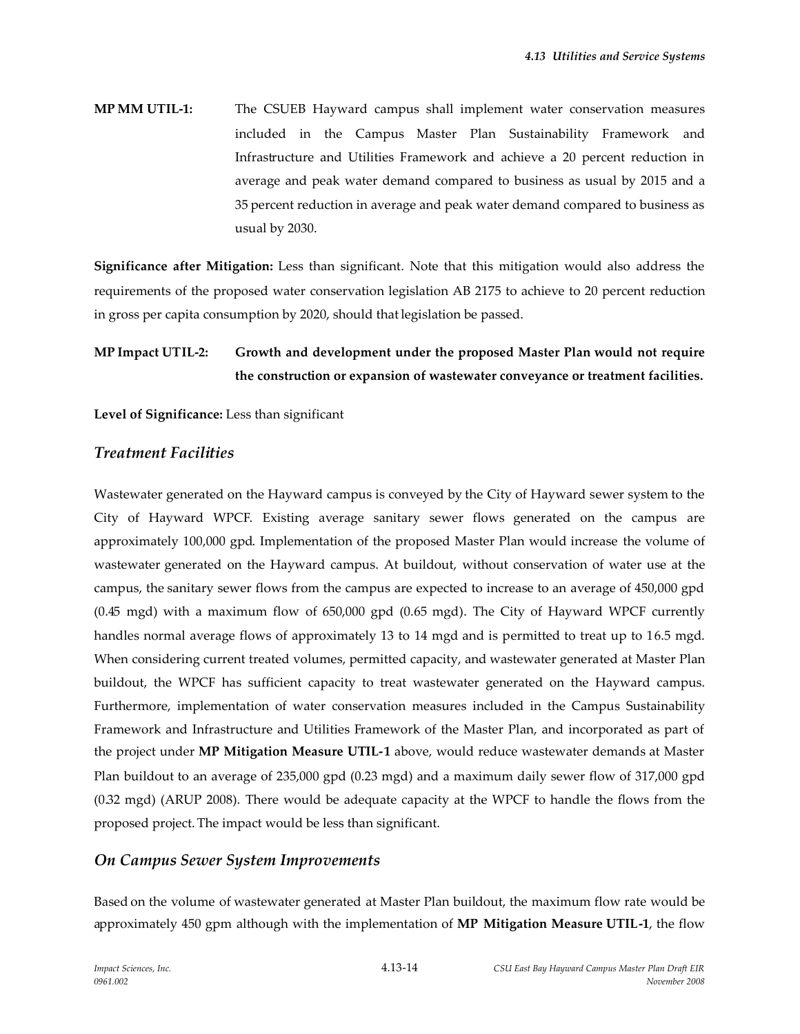**MP MM UTIL-1:** The CSUEB Hayward campus shall implement water conservation measures included in the Campus Master Plan Sustainability Framework and Infrastructure and Utilities Framework and achieve a 20 percent reduction in average and peak water demand compared to business as usual by 2015 and a 35 percent reduction in average and peak water demand compared to business as usual by 2030.

**Significance after Mitigation:** Less than significant. Note that this mitigation would also address the requirements of the proposed water conservation legislation AB 2175 to achieve to 20 percent reduction in gross per capita consumption by 2020, should that legislation be passed.

**MP Impact UTIL-2: Growth and development under the proposed Master Plan would not require the construction or expansion of wastewater conveyance or treatment facilities.**

**Level of Significance:** Less than significant

### *Treatment Facilities*

Wastewater generated on the Hayward campus is conveyed by the City of Hayward sewer system to the City of Hayward WPCF. Existing average sanitary sewer flows generated on the campus are approximately 100,000 gpd. Implementation of the proposed Master Plan would increase the volume of wastewater generated on the Hayward campus. At buildout, without conservation of water use at the campus, the sanitary sewer flows from the campus are expected to increase to an average of 450,000 gpd (0.45 mgd) with a maximum flow of 650,000 gpd (0.65 mgd). The City of Hayward WPCF currently handles normal average flows of approximately 13 to 14 mgd and is permitted to treat up to 16.5 mgd. When considering current treated volumes, permitted capacity, and wastewater generated at Master Plan buildout, the WPCF has sufficient capacity to treat wastewater generated on the Hayward campus. Furthermore, implementation of water conservation measures included in the Campus Sustainability Framework and Infrastructure and Utilities Framework of the Master Plan, and incorporated as part of the project under **MP Mitigation Measure UTIL-1** above, would reduce wastewater demands at Master Plan buildout to an average of 235,000 gpd (0.23 mgd) and a maximum daily sewer flow of 317,000 gpd (0.32 mgd) (ARUP 2008). There would be adequate capacity at the WPCF to handle the flows from the proposed project. The impact would be less than significant.

### *On Campus Sewer System Improvements*

Based on the volume of wastewater generated at Master Plan buildout, the maximum flow rate would be approximately 450 gpm although with the implementation of **MP Mitigation Measure UTIL-1**, the flow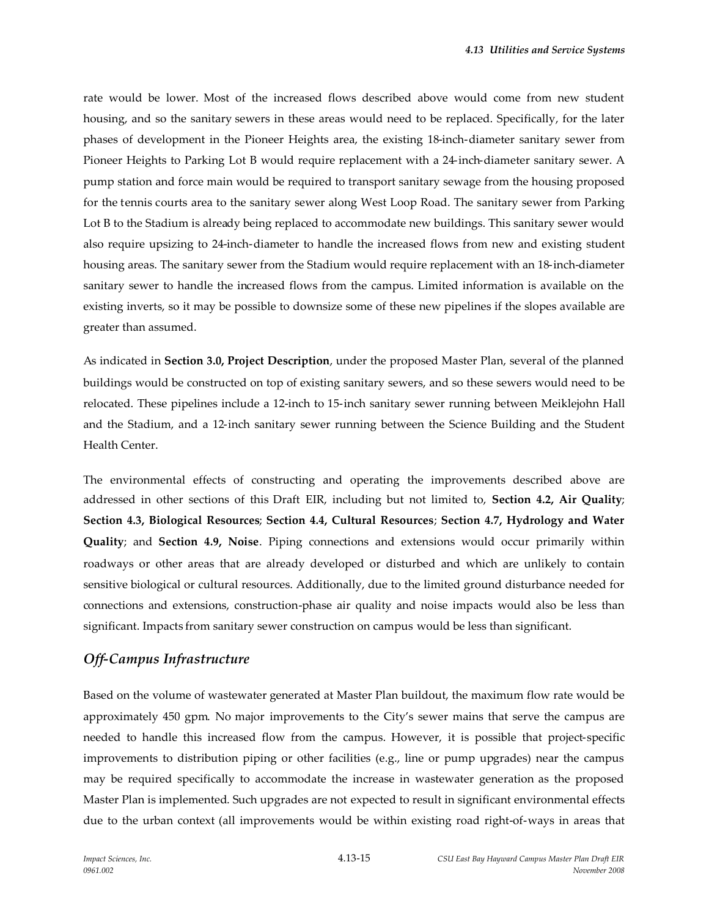rate would be lower. Most of the increased flows described above would come from new student housing, and so the sanitary sewers in these areas would need to be replaced. Specifically, for the later phases of development in the Pioneer Heights area, the existing 18-inch-diameter sanitary sewer from Pioneer Heights to Parking Lot B would require replacement with a 24-inch-diameter sanitary sewer. A pump station and force main would be required to transport sanitary sewage from the housing proposed for the tennis courts area to the sanitary sewer along West Loop Road. The sanitary sewer from Parking Lot B to the Stadium is already being replaced to accommodate new buildings. This sanitary sewer would also require upsizing to 24-inch-diameter to handle the increased flows from new and existing student housing areas. The sanitary sewer from the Stadium would require replacement with an 18-inch-diameter sanitary sewer to handle the increased flows from the campus. Limited information is available on the existing inverts, so it may be possible to downsize some of these new pipelines if the slopes available are greater than assumed.

As indicated in **Section 3.0, Project Description**, under the proposed Master Plan, several of the planned buildings would be constructed on top of existing sanitary sewers, and so these sewers would need to be relocated. These pipelines include a 12-inch to 15-inch sanitary sewer running between Meiklejohn Hall and the Stadium, and a 12-inch sanitary sewer running between the Science Building and the Student Health Center.

The environmental effects of constructing and operating the improvements described above are addressed in other sections of this Draft EIR, including but not limited to, **Section 4.2, Air Quality**; **Section 4.3, Biological Resources**; **Section 4.4, Cultural Resources**; **Section 4.7, Hydrology and Water Quality**; and **Section 4.9, Noise**. Piping connections and extensions would occur primarily within roadways or other areas that are already developed or disturbed and which are unlikely to contain sensitive biological or cultural resources. Additionally, due to the limited ground disturbance needed for connections and extensions, construction-phase air quality and noise impacts would also be less than significant. Impacts from sanitary sewer construction on campus would be less than significant.

### *Off-Campus Infrastructure*

Based on the volume of wastewater generated at Master Plan buildout, the maximum flow rate would be approximately 450 gpm. No major improvements to the City's sewer mains that serve the campus are needed to handle this increased flow from the campus. However, it is possible that project-specific improvements to distribution piping or other facilities (e.g., line or pump upgrades) near the campus may be required specifically to accommodate the increase in wastewater generation as the proposed Master Plan is implemented. Such upgrades are not expected to result in significant environmental effects due to the urban context (all improvements would be within existing road right-of-ways in areas that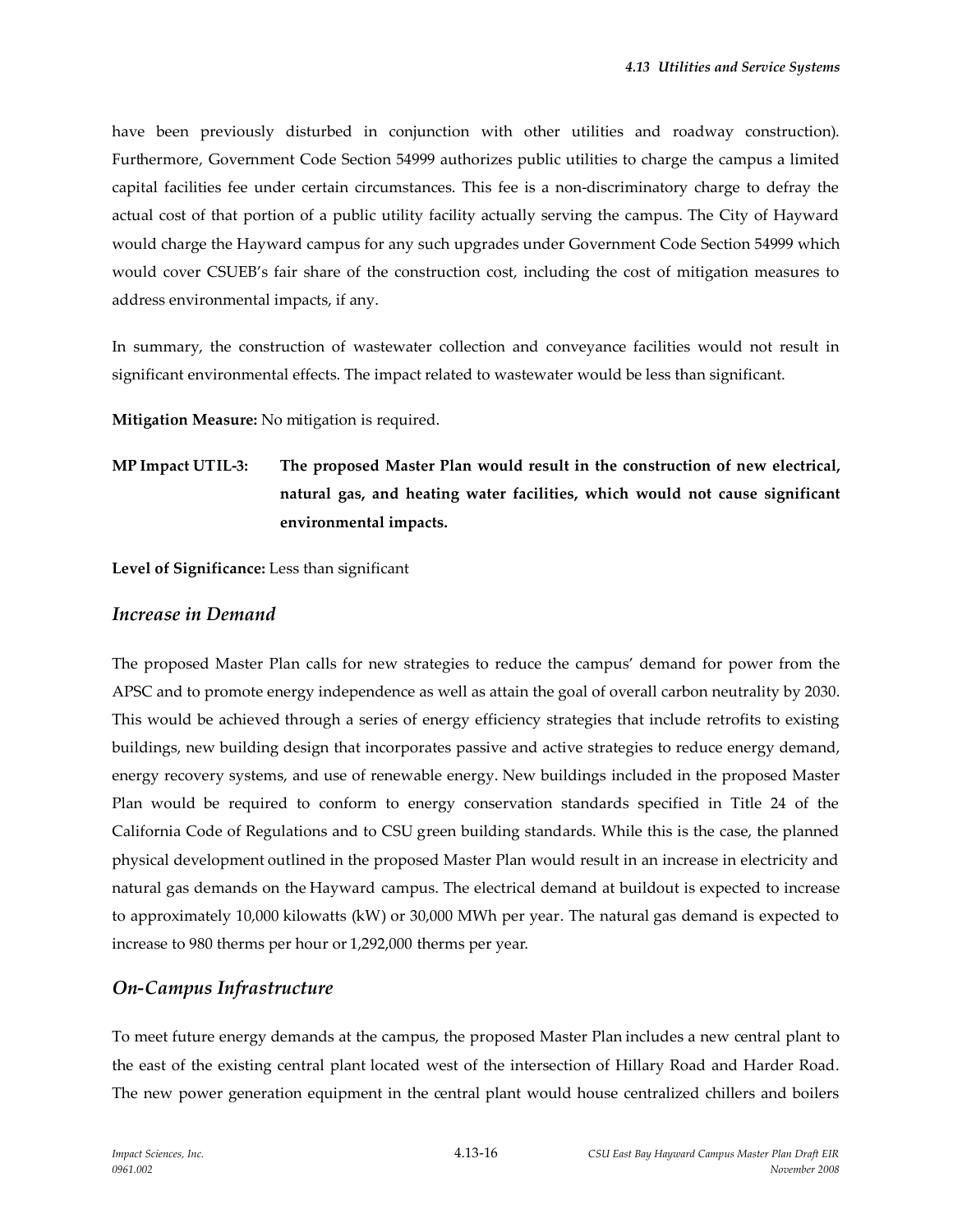have been previously disturbed in conjunction with other utilities and roadway construction). Furthermore, Government Code Section 54999 authorizes public utilities to charge the campus a limited capital facilities fee under certain circumstances. This fee is a non-discriminatory charge to defray the actual cost of that portion of a public utility facility actually serving the campus. The City of Hayward would charge the Hayward campus for any such upgrades under Government Code Section 54999 which would cover CSUEB's fair share of the construction cost, including the cost of mitigation measures to address environmental impacts, if any.

In summary, the construction of wastewater collection and conveyance facilities would not result in significant environmental effects. The impact related to wastewater would be less than significant.

**Mitigation Measure:** No mitigation is required.

**MP Impact UTIL-3: The proposed Master Plan would result in the construction of new electrical, natural gas, and heating water facilities, which would not cause significant environmental impacts.**

**Level of Significance:** Less than significant

### *Increase in Demand*

The proposed Master Plan calls for new strategies to reduce the campus' demand for power from the APSC and to promote energy independence as well as attain the goal of overall carbon neutrality by 2030. This would be achieved through a series of energy efficiency strategies that include retrofits to existing buildings, new building design that incorporates passive and active strategies to reduce energy demand, energy recovery systems, and use of renewable energy. New buildings included in the proposed Master Plan would be required to conform to energy conservation standards specified in Title 24 of the California Code of Regulations and to CSU green building standards. While this is the case, the planned physical development outlined in the proposed Master Plan would result in an increase in electricity and natural gas demands on the Hayward campus. The electrical demand at buildout is expected to increase to approximately 10,000 kilowatts (kW) or 30,000 MWh per year. The natural gas demand is expected to increase to 980 therms per hour or 1,292,000 therms per year.

### *On-Campus Infrastructure*

To meet future energy demands at the campus, the proposed Master Plan includes a new central plant to the east of the existing central plant located west of the intersection of Hillary Road and Harder Road. The new power generation equipment in the central plant would house centralized chillers and boilers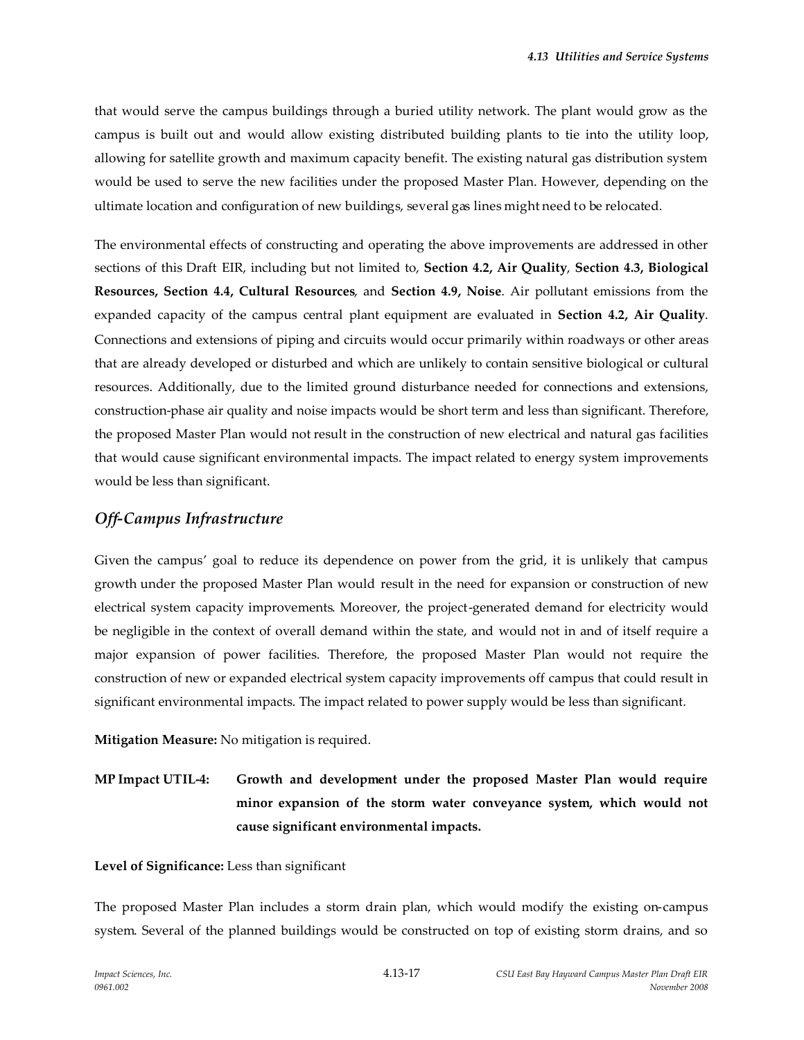that would serve the campus buildings through a buried utility network. The plant would grow as the campus is built out and would allow existing distributed building plants to tie into the utility loop, allowing for satellite growth and maximum capacity benefit. The existing natural gas distribution system would be used to serve the new facilities under the proposed Master Plan. However, depending on the ultimate location and configuration of new buildings, several gas lines might need to be relocated.

The environmental effects of constructing and operating the above improvements are addressed in other sections of this Draft EIR, including but not limited to, **Section 4.2, Air Quality**, **Section 4.3, Biological Resources, Section 4.4, Cultural Resources**, and **Section 4.9, Noise**. Air pollutant emissions from the expanded capacity of the campus central plant equipment are evaluated in **Section 4.2, Air Quality**. Connections and extensions of piping and circuits would occur primarily within roadways or other areas that are already developed or disturbed and which are unlikely to contain sensitive biological or cultural resources. Additionally, due to the limited ground disturbance needed for connections and extensions, construction-phase air quality and noise impacts would be short term and less than significant. Therefore, the proposed Master Plan would not result in the construction of new electrical and natural gas facilities that would cause significant environmental impacts. The impact related to energy system improvements would be less than significant.

### *Off-Campus Infrastructure*

Given the campus' goal to reduce its dependence on power from the grid, it is unlikely that campus growth under the proposed Master Plan would result in the need for expansion or construction of new electrical system capacity improvements. Moreover, the project-generated demand for electricity would be negligible in the context of overall demand within the state, and would not in and of itself require a major expansion of power facilities. Therefore, the proposed Master Plan would not require the construction of new or expanded electrical system capacity improvements off campus that could result in significant environmental impacts. The impact related to power supply would be less than significant.

**Mitigation Measure:** No mitigation is required.

**MP Impact UTIL-4: Growth and development under the proposed Master Plan would require minor expansion of the storm water conveyance system, which would not cause significant environmental impacts.**

**Level of Significance:** Less than significant

The proposed Master Plan includes a storm drain plan, which would modify the existing on-campus system. Several of the planned buildings would be constructed on top of existing storm drains, and so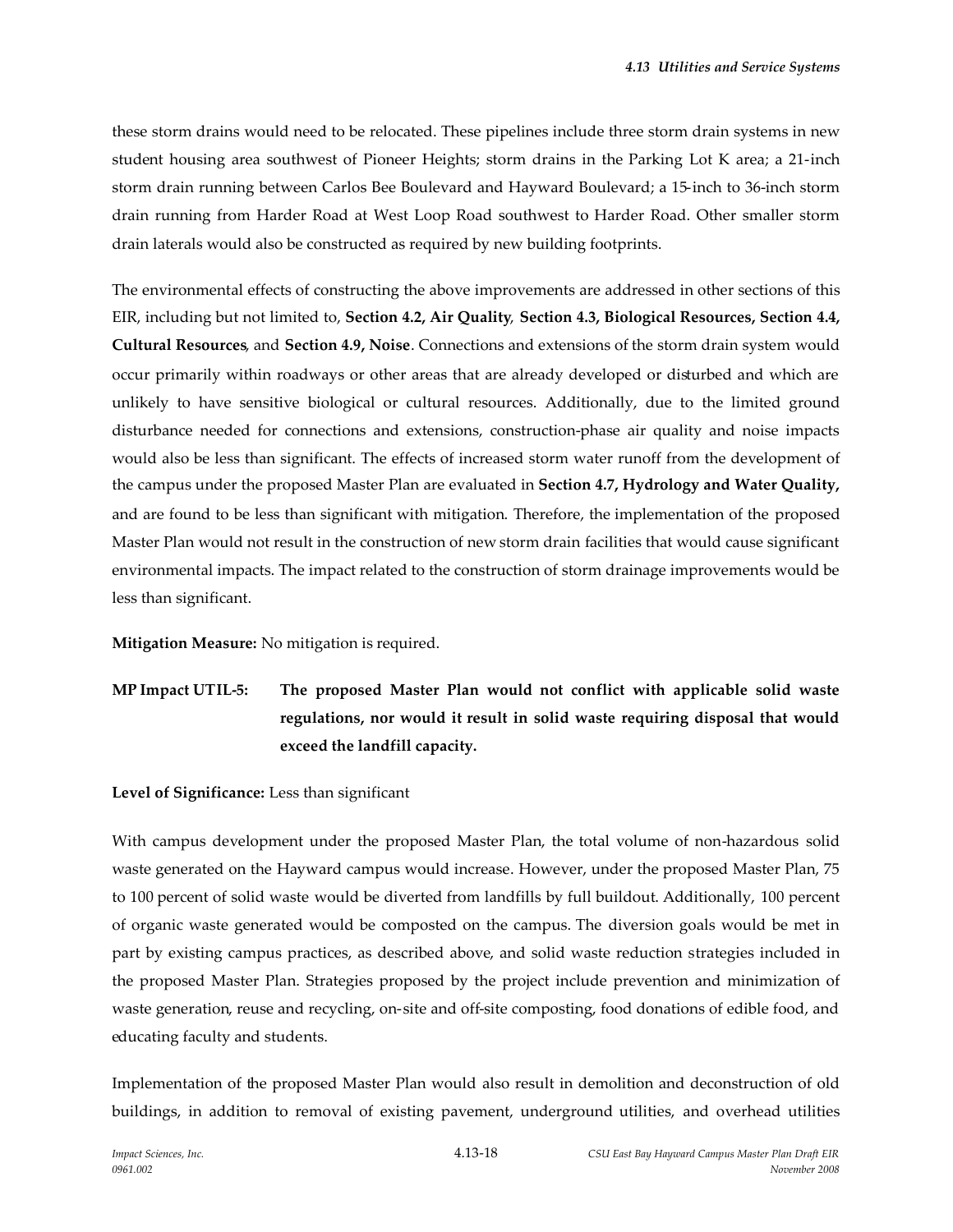these storm drains would need to be relocated. These pipelines include three storm drain systems in new student housing area southwest of Pioneer Heights; storm drains in the Parking Lot K area; a 21-inch storm drain running between Carlos Bee Boulevard and Hayward Boulevard; a 15-inch to 36-inch storm drain running from Harder Road at West Loop Road southwest to Harder Road. Other smaller storm drain laterals would also be constructed as required by new building footprints.

The environmental effects of constructing the above improvements are addressed in other sections of this EIR, including but not limited to, **Section 4.2, Air Quality**, **Section 4.3, Biological Resources, Section 4.4, Cultural Resources**, and **Section 4.9, Noise**. Connections and extensions of the storm drain system would occur primarily within roadways or other areas that are already developed or disturbed and which are unlikely to have sensitive biological or cultural resources. Additionally, due to the limited ground disturbance needed for connections and extensions, construction-phase air quality and noise impacts would also be less than significant. The effects of increased storm water runoff from the development of the campus under the proposed Master Plan are evaluated in **Section 4.7, Hydrology and Water Quality,** and are found to be less than significant with mitigation. Therefore, the implementation of the proposed Master Plan would not result in the construction of new storm drain facilities that would cause significant environmental impacts. The impact related to the construction of storm drainage improvements would be less than significant.

**Mitigation Measure:** No mitigation is required.

**MP Impact UTIL-5: The proposed Master Plan would not conflict with applicable solid waste regulations, nor would it result in solid waste requiring disposal that would exceed the landfill capacity.**

**Level of Significance:** Less than significant

With campus development under the proposed Master Plan, the total volume of non-hazardous solid waste generated on the Hayward campus would increase. However, under the proposed Master Plan, 75 to 100 percent of solid waste would be diverted from landfills by full buildout. Additionally, 100 percent of organic waste generated would be composted on the campus. The diversion goals would be met in part by existing campus practices, as described above, and solid waste reduction strategies included in the proposed Master Plan. Strategies proposed by the project include prevention and minimization of waste generation, reuse and recycling, on-site and off-site composting, food donations of edible food, and educating faculty and students.

Implementation of the proposed Master Plan would also result in demolition and deconstruction of old buildings, in addition to removal of existing pavement, underground utilities, and overhead utilities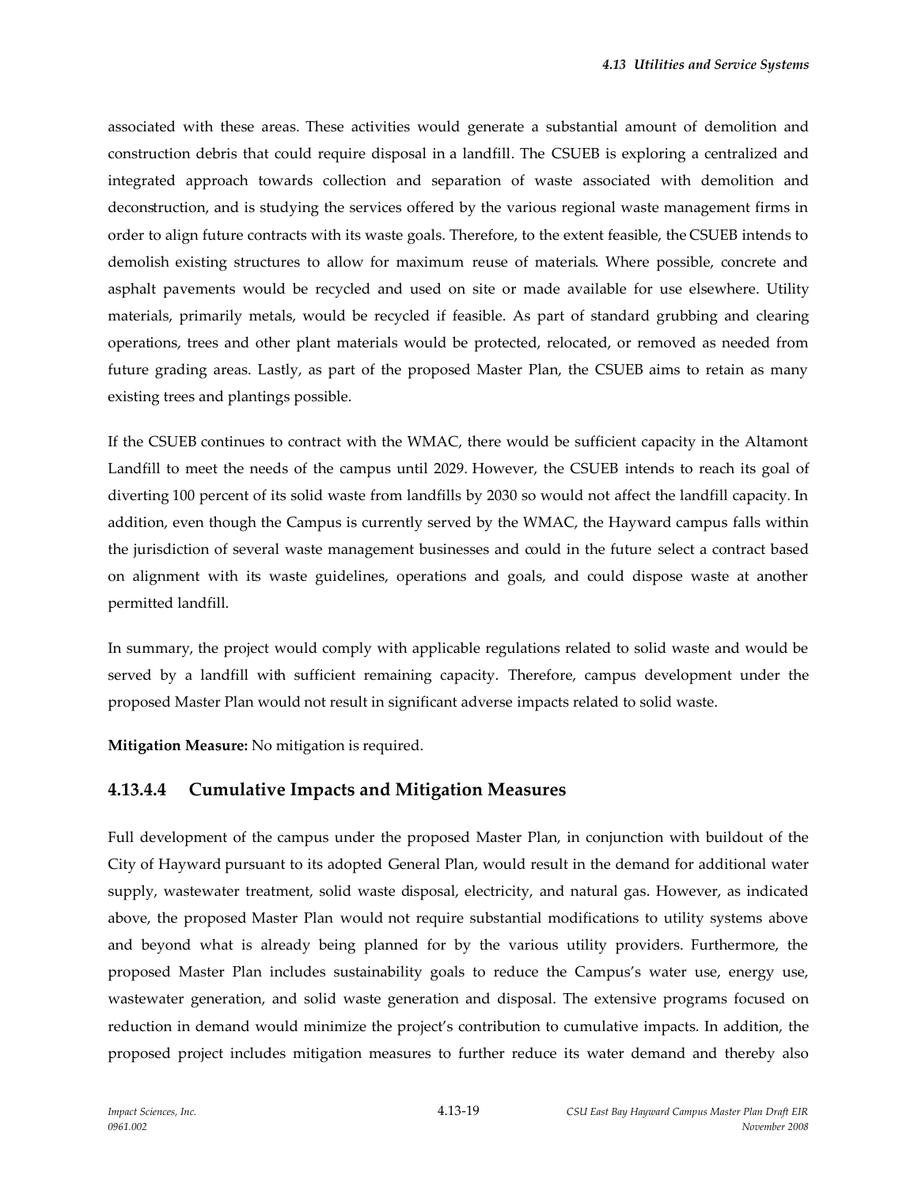associated with these areas. These activities would generate a substantial amount of demolition and construction debris that could require disposal in a landfill. The CSUEB is exploring a centralized and integrated approach towards collection and separation of waste associated with demolition and deconstruction, and is studying the services offered by the various regional waste management firms in order to align future contracts with its waste goals. Therefore, to the extent feasible, the CSUEB intends to demolish existing structures to allow for maximum reuse of materials. Where possible, concrete and asphalt pavements would be recycled and used on site or made available for use elsewhere. Utility materials, primarily metals, would be recycled if feasible. As part of standard grubbing and clearing operations, trees and other plant materials would be protected, relocated, or removed as needed from future grading areas. Lastly, as part of the proposed Master Plan, the CSUEB aims to retain as many existing trees and plantings possible.

If the CSUEB continues to contract with the WMAC, there would be sufficient capacity in the Altamont Landfill to meet the needs of the campus until 2029. However, the CSUEB intends to reach its goal of diverting 100 percent of its solid waste from landfills by 2030 so would not affect the landfill capacity. In addition, even though the Campus is currently served by the WMAC, the Hayward campus falls within the jurisdiction of several waste management businesses and could in the future select a contract based on alignment with its waste guidelines, operations and goals, and could dispose waste at another permitted landfill.

In summary, the project would comply with applicable regulations related to solid waste and would be served by a landfill with sufficient remaining capacity. Therefore, campus development under the proposed Master Plan would not result in significant adverse impacts related to solid waste.

**Mitigation Measure:** No mitigation is required.

### 4.13.4.4 Cumulative Impacts and Mitigation Measures

Full development of the campus under the proposed Master Plan, in conjunction with buildout of the City of Hayward pursuant to its adopted General Plan, would result in the demand for additional water supply, wastewater treatment, solid waste disposal, electricity, and natural gas. However, as indicated above, the proposed Master Plan would not require substantial modifications to utility systems above and beyond what is already being planned for by the various utility providers. Furthermore, the proposed Master Plan includes sustainability goals to reduce the Campus's water use, energy use, wastewater generation, and solid waste generation and disposal. The extensive programs focused on reduction in demand would minimize the project's contribution to cumulative impacts. In addition, the proposed project includes mitigation measures to further reduce its water demand and thereby also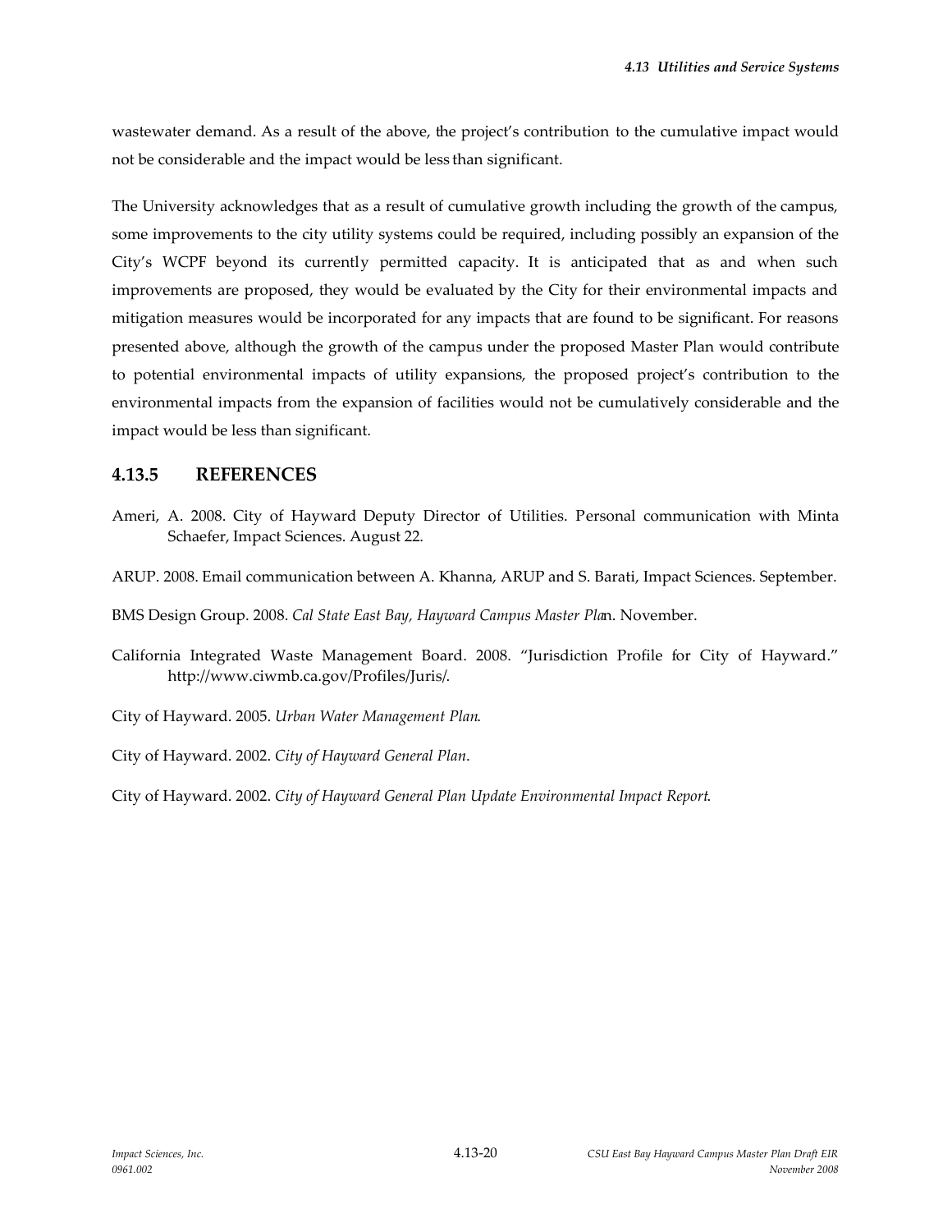wastewater demand. As a result of the above, the project's contribution to the cumulative impact would not be considerable and the impact would be less than significant.

The University acknowledges that as a result of cumulative growth including the growth of the campus, some improvements to the city utility systems could be required, including possibly an expansion of the City's WCPF beyond its currently permitted capacity. It is anticipated that as and when such improvements are proposed, they would be evaluated by the City for their environmental impacts and mitigation measures would be incorporated for any impacts that are found to be significant. For reasons presented above, although the growth of the campus under the proposed Master Plan would contribute to potential environmental impacts of utility expansions, the proposed project's contribution to the environmental impacts from the expansion of facilities would not be cumulatively considerable and the impact would be less than significant.

## 4.13.5 REFERENCES

Ameri, A. 2008. City of Hayward Deputy Director of Utilities. Personal communication with Minta Schaefer, Impact Sciences. August 22.

ARUP. 2008. Email communication between A. Khanna, ARUP and S. Barati, Impact Sciences. September.

BMS Design Group. 2008. *Cal State East Bay, Hayward Campus Master Plan*. November.

California Integrated Waste Management Board. 2008. "Jurisdiction Profile for City of Hayward." http://www.ciwmb.ca.gov/Profiles/Juris/.

City of Hayward. 2005. *Urban Water Management Plan*.

City of Hayward. 2002. *City of Hayward General Plan*.

City of Hayward. 2002. *City of Hayward General Plan Update Environmental Impact Report*.